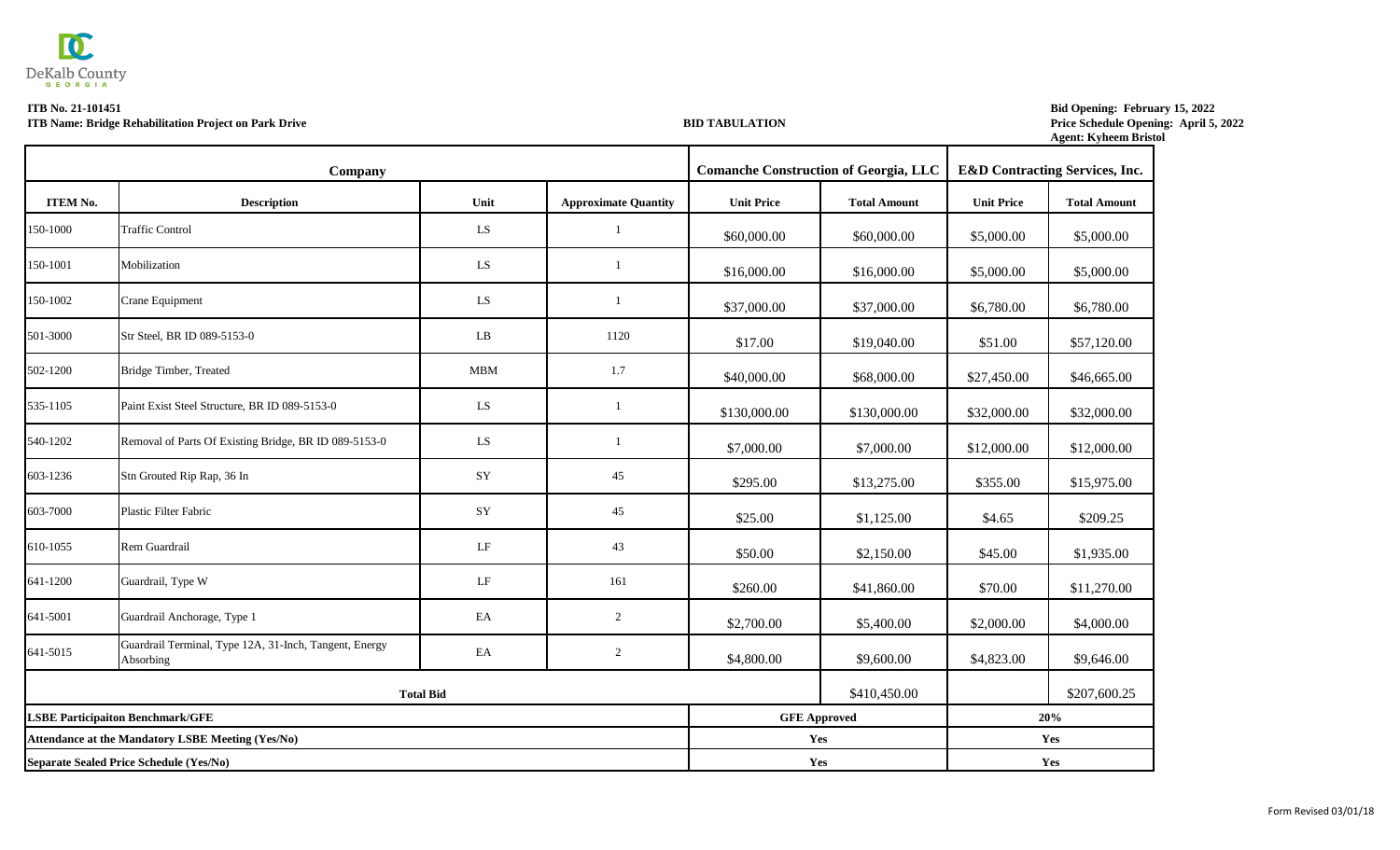DeKalb County GEORGIA

**ITB No. 21-101451**
**ITB Name: Bridge Rehabilitation Project on Park Drive**

**BID TABULATION**

**Bid Opening: February 15, 2022**
**Price Schedule Opening: April 5, 2022**
**Agent: Kyheem Bristol**

| Company | | | | Comanche Construction of Georgia, LLC | | E&D Contracting Services, Inc. | |
|---|---|---|---|---|---|---|---|
| **ITEM No.** | **Description** | **Unit** | **Approximate Quantity** | **Unit Price** | **Total Amount** | **Unit Price** | **Total Amount** |
| 150-1000 | Traffic Control | LS | 1 | $60,000.00 | $60,000.00 | $5,000.00 | $5,000.00 |
| 150-1001 | Mobilization | LS | 1 | $16,000.00 | $16,000.00 | $5,000.00 | $5,000.00 |
| 150-1002 | Crane Equipment | LS | 1 | $37,000.00 | $37,000.00 | $6,780.00 | $6,780.00 |
| 501-3000 | Str Steel, BR ID 089-5153-0 | LB | 1120 | $17.00 | $19,040.00 | $51.00 | $57,120.00 |
| 502-1200 | Bridge Timber, Treated | MBM | 1.7 | $40,000.00 | $68,000.00 | $27,450.00 | $46,665.00 |
| 535-1105 | Paint Exist Steel Structure, BR ID 089-5153-0 | LS | 1 | $130,000.00 | $130,000.00 | $32,000.00 | $32,000.00 |
| 540-1202 | Removal of Parts Of Existing Bridge, BR ID 089-5153-0 | LS | 1 | $7,000.00 | $7,000.00 | $12,000.00 | $12,000.00 |
| 603-1236 | Stn Grouted Rip Rap, 36 In | SY | 45 | $295.00 | $13,275.00 | $355.00 | $15,975.00 |
| 603-7000 | Plastic Filter Fabric | SY | 45 | $25.00 | $1,125.00 | $4.65 | $209.25 |
| 610-1055 | Rem Guardrail | LF | 43 | $50.00 | $2,150.00 | $45.00 | $1,935.00 |
| 641-1200 | Guardrail, Type W | LF | 161 | $260.00 | $41,860.00 | $70.00 | $11,270.00 |
| 641-5001 | Guardrail Anchorage, Type 1 | EA | 2 | $2,700.00 | $5,400.00 | $2,000.00 | $4,000.00 |
| 641-5015 | Guardrail Terminal, Type 12A, 31-Inch, Tangent, Energy Absorbing | EA | 2 | $4,800.00 | $9,600.00 | $4,823.00 | $9,646.00 |
| **Total Bid** | | | | | $410,450.00 | | $207,600.25 |
| **LSBE Participaiton Benchmark/GFE** | | | | **GFE Approved** | | **20%** | |
| **Attendance at the Mandatory LSBE Meeting (Yes/No)** | | | | **Yes** | | **Yes** | |
| **Separate Sealed Price Schedule (Yes/No)** | | | | **Yes** | | **Yes** | |

Form Revised 03/01/18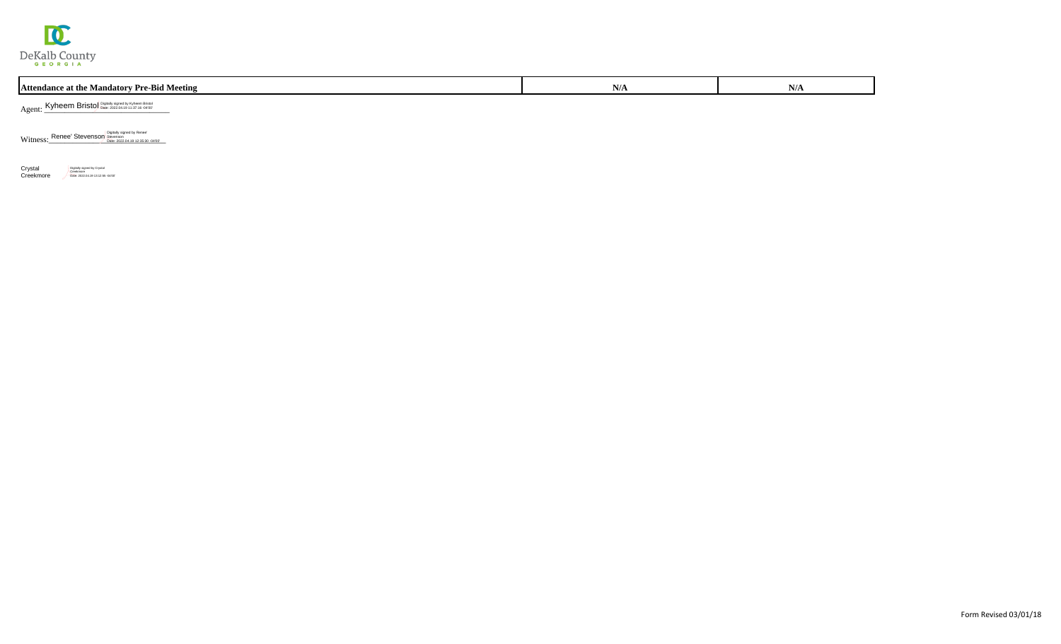| | | |
|---|---|---|
| **Attendance at the Mandatory Pre-Bid Meeting** | **N/A** | **N/A** |

Agent: Kyheem Bristol Digitally signed by Kyheem Bristol Date: 2022.04.19 11:37:16 -04'00'

Witness: Renee' Stevenson Digitally signed by Renee' Stevenson Date: 2022.04.19 12:05:30 -04'00'

Crystal Creekmore Digitally signed by Crystal Creekmore Date: 2022.04.19 13:12:06 -04'00'

Form Revised 03/01/18